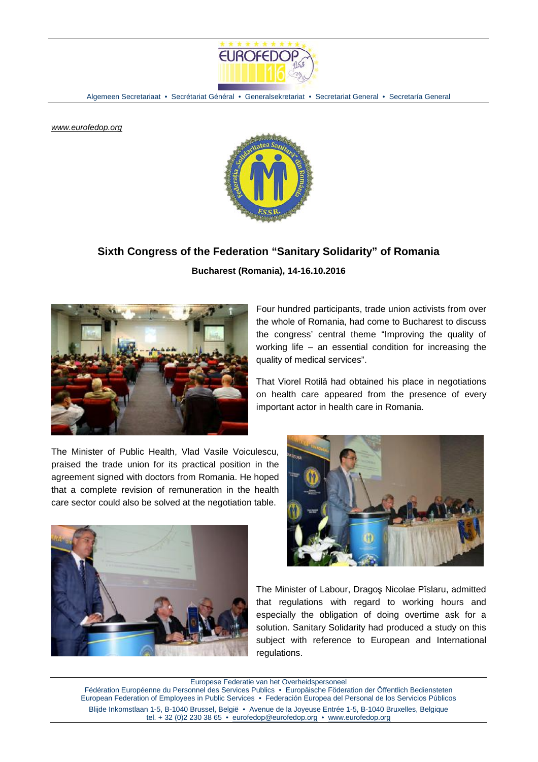www.eurofedop.org

# Sixth Congress of the Federation "Sanitary Solidarity" of Romania

**Bucharest (Romania), 14-16.10.2016**

Four hundred participants, trade union activists from over the whole of Romania, had come to Bucharest to discuss the congress' central theme "Improving the quality of working life – an essential condition for increasing the quality of medical services".

That Viorel Rotilă had obtained his place in negotiations on health care appeared from the presence of every important actor in health care in Romania.

The Minister of Public Health, Vlad Vasile Voiculescu, praised the trade union for its practical position in the agreement signed with doctors from Romania. He hoped that a complete revision of remuneration in the health care sector could also be solved at the negotiation table.

The Minister of Labour, Dragoş Nicolae Pîslaru, admitted that regulations with regard to working hours and especially the obligation of doing overtime ask for a solution. Sanitary Solidarity had produced a study on this subject with reference to European and International regulations.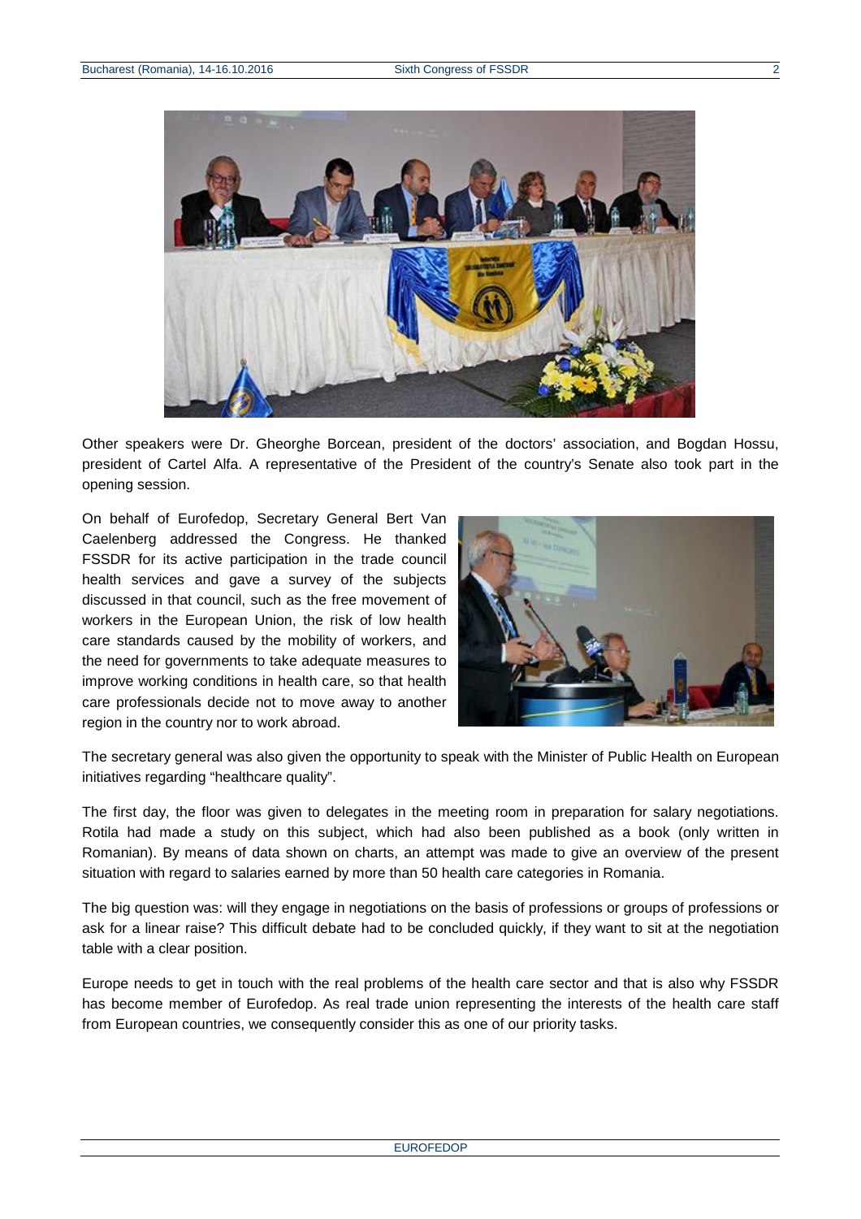Other speakers were Dr. Gheorghe Borcean, president of the doctors' association, and Bogdan Hossu, president of Cartel Alfa. A representative of the President of the country's Senate also took part in the opening session.

On behalf of Eurofedop, Secretary General Bert Van Caelenberg addressed the Congress. He thanked FSSDR for its active participation in the trade council health services and gave a survey of the subjects discussed in that council, such as the free movement of workers in the European Union, the risk of low health care standards caused by the mobility of workers, and the need for governments to take adequate measures to improve working conditions in health care, so that health care professionals decide not to move away to another region in the country nor to work abroad.

The secretary general was also given the opportunity to speak with the Minister of Public Health on European initiatives regarding "healthcare quality".

The first day, the floor was given to delegates in the meeting room in preparation for salary negotiations. Rotila had made a study on this subject, which had also been published as a book (only written in Romanian). By means of data shown on charts, an attempt was made to give an overview of the present situation with regard to salaries earned by more than 50 health care categories in Romania.

The big question was: will they engage in negotiations on the basis of professions or groups of professions or ask for a linear raise? This difficult debate had to be concluded quickly, if they want to sit at the negotiation table with a clear position.

Europe needs to get in touch with the real problems of the health care sector and that is also why FSSDR has become member of Eurofedop. As real trade union representing the interests of the health care staff from European countries, we consequently consider this as one of our priority tasks.